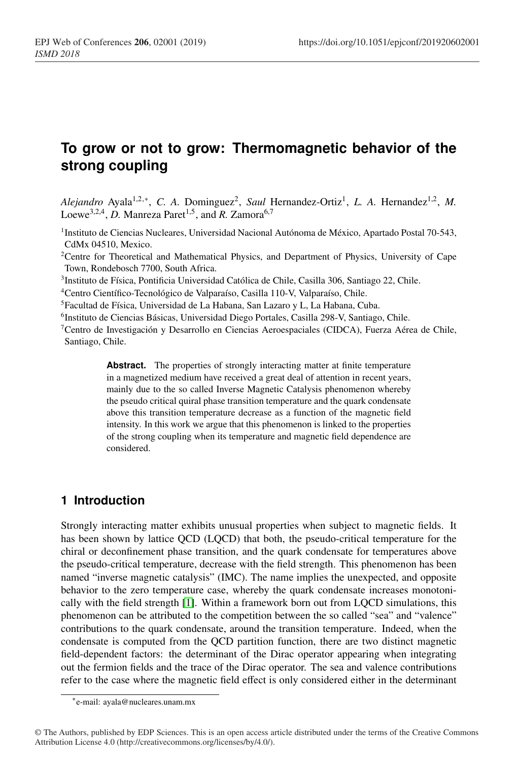# To grow or not to grow: Thermomagnetic behavior of the strong coupling

*Alejandro* Ayala[1,2,*], *C. A.* Dominguez[2], *Saul* Hernandez-Ortiz[1], *L. A.* Hernandez[1,2], *M.* Loewe[3,2,4], *D.* Manreza Paret[1,5], and *R.* Zamora[6,7]

[1]Instituto de Ciencias Nucleares, Universidad Nacional Autónoma de México, Apartado Postal 70-543, CdMx 04510, Mexico.

[2]Centre for Theoretical and Mathematical Physics, and Department of Physics, University of Cape Town, Rondebosch 7700, South Africa.

[3]Instituto de Física, Pontificia Universidad Católica de Chile, Casilla 306, Santiago 22, Chile.

[4]Centro Científico-Tecnológico de Valparaíso, Casilla 110-V, Valparaíso, Chile.

[5]Facultad de Física, Universidad de La Habana, San Lazaro y L, La Habana, Cuba.

[6]Instituto de Ciencias Básicas, Universidad Diego Portales, Casilla 298-V, Santiago, Chile.

[7]Centro de Investigación y Desarrollo en Ciencias Aeroespaciales (CIDCA), Fuerza Aérea de Chile, Santiago, Chile.

**Abstract.** The properties of strongly interacting matter at finite temperature in a magnetized medium have received a great deal of attention in recent years, mainly due to the so called Inverse Magnetic Catalysis phenomenon whereby the pseudo critical quiral phase transition temperature and the quark condensate above this transition temperature decrease as a function of the magnetic field intensity. In this work we argue that this phenomenon is linked to the properties of the strong coupling when its temperature and magnetic field dependence are considered.

## 1 Introduction

Strongly interacting matter exhibits unusual properties when subject to magnetic fields. It has been shown by lattice QCD (LQCD) that both, the pseudo-critical temperature for the chiral or deconfinement phase transition, and the quark condensate for temperatures above the pseudo-critical temperature, decrease with the field strength. This phenomenon has been named "inverse magnetic catalysis" (IMC). The name implies the unexpected, and opposite behavior to the zero temperature case, whereby the quark condensate increases monotonically with the field strength [1]. Within a framework born out from LQCD simulations, this phenomenon can be attributed to the competition between the so called "sea" and "valence" contributions to the quark condensate, around the transition temperature. Indeed, when the condensate is computed from the QCD partition function, there are two distinct magnetic field-dependent factors: the determinant of the Dirac operator appearing when integrating out the fermion fields and the trace of the Dirac operator. The sea and valence contributions refer to the case where the magnetic field effect is only considered either in the determinant

*e-mail: ayala@nucleares.unam.mx

© The Authors, published by EDP Sciences. This is an open access article distributed under the terms of the Creative Commons Attribution License 4.0 (http://creativecommons.org/licenses/by/4.0/).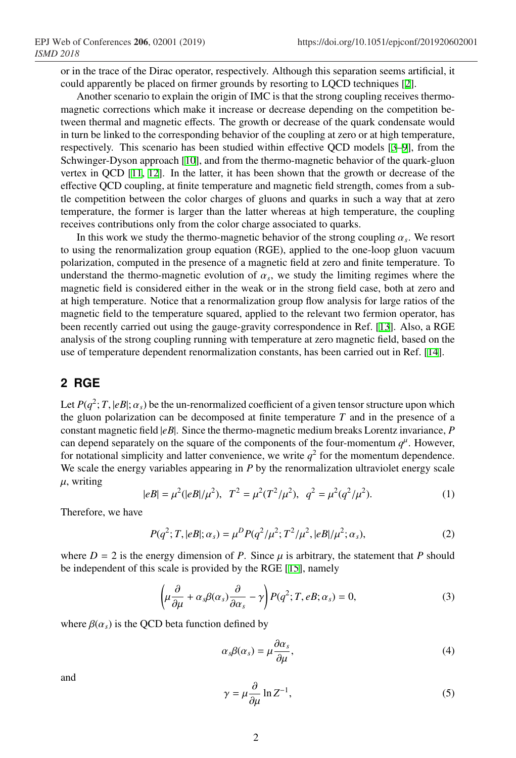or in the trace of the Dirac operator, respectively. Although this separation seems artificial, it could apparently be placed on firmer grounds by resorting to LQCD techniques [2].

Another scenario to explain the origin of IMC is that the strong coupling receives thermo-magnetic corrections which make it increase or decrease depending on the competition between thermal and magnetic effects. The growth or decrease of the quark condensate would in turn be linked to the corresponding behavior of the coupling at zero or at high temperature, respectively. This scenario has been studied within effective QCD models [3–9], from the Schwinger-Dyson approach [[10], and from the thermo-magnetic behavior of the quark-gluon vertex in QCD [[11, 12]. In the latter, it has been shown that the growth or decrease of the effective QCD coupling, at finite temperature and magnetic field strength, comes from a subtle competition between the color charges of gluons and quarks in such a way that at zero temperature, the former is larger than the latter whereas at high temperature, the coupling receives contributions only from the color charge associated to quarks.

In this work we study the thermo-magnetic behavior of the strong coupling $\alpha_s$. We resort to using the renormalization group equation (RGE), applied to the one-loop gluon vacuum polarization, computed in the presence of a magnetic field at zero and finite temperature. To understand the thermo-magnetic evolution of $\alpha_s$, we study the limiting regimes where the magnetic field is considered either in the weak or in the strong field case, both at zero and at high temperature. Notice that a renormalization group flow analysis for large ratios of the magnetic field to the temperature squared, applied to the relevant two fermion operator, has been recently carried out using the gauge-gravity correspondence in Ref. [[13]. Also, a RGE analysis of the strong coupling running with temperature at zero magnetic field, based on the use of temperature dependent renormalization constants, has been carried out in Ref. [[14].

## 2 RGE

Let $P(q^2; T, |eB|; \alpha_s)$ be the un-renormalized coefficient of a given tensor structure upon which the gluon polarization can be decomposed at finite temperature $T$ and in the presence of a constant magnetic field $|eB|$. Since the thermo-magnetic medium breaks Lorentz invariance, $P$ can depend separately on the square of the components of the four-momentum $q^\mu$. However, for notational simplicity and latter convenience, we write $q^2$ for the momentum dependence. We scale the energy variables appearing in $P$ by the renormalization ultraviolet energy scale $\mu$, writing

$$|eB| = \mu^2(|eB|/\mu^2), \quad T^2 = \mu^2(T^2/\mu^2), \quad q^2 = \mu^2(q^2/\mu^2). \tag{1}$$

Therefore, we have

$$P(q^2; T, |eB|; \alpha_s) = \mu^D P(q^2/\mu^2; T^2/\mu^2, |eB|/\mu^2; \alpha_s), \tag{2}$$

where $D = 2$ is the energy dimension of $P$. Since $\mu$ is arbitrary, the statement that $P$ should be independent of this scale is provided by the RGE [[15], namely

$$\left(\mu\frac{\partial}{\partial\mu} + \alpha_s\beta(\alpha_s)\frac{\partial}{\partial\alpha_s} - \gamma\right)P(q^2; T, eB; \alpha_s) = 0, \tag{3}$$

where $\beta(\alpha_s)$ is the QCD beta function defined by

$$\alpha_s\beta(\alpha_s) = \mu\frac{\partial\alpha_s}{\partial\mu}, \tag{4}$$

and

$$\gamma = \mu\frac{\partial}{\partial\mu}\ln Z^{-1}, \tag{5}$$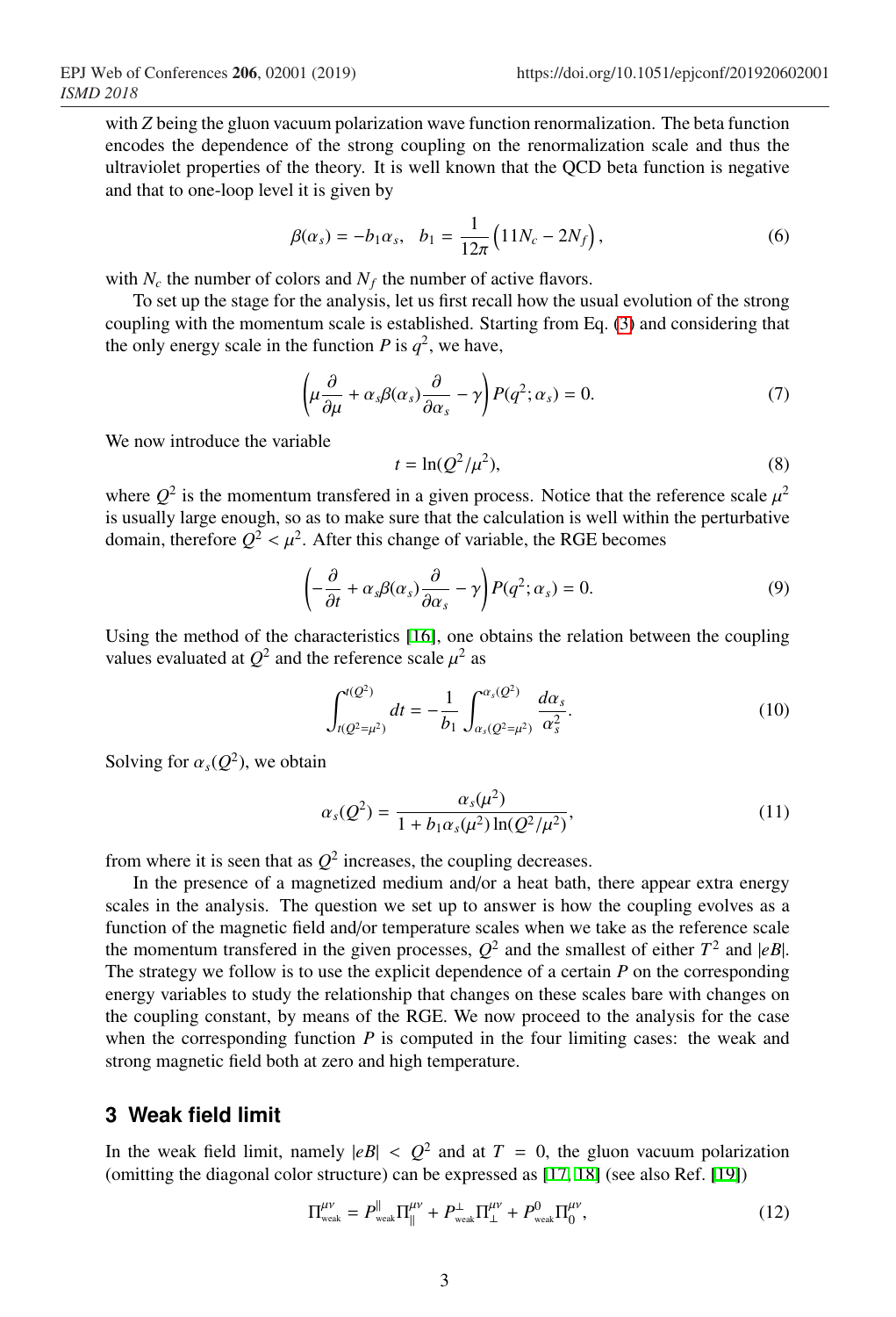with $Z$ being the gluon vacuum polarization wave function renormalization. The beta function encodes the dependence of the strong coupling on the renormalization scale and thus the ultraviolet properties of the theory. It is well known that the QCD beta function is negative and that to one-loop level it is given by

$$\beta(\alpha_s) = -b_1\alpha_s, \quad b_1 = \frac{1}{12\pi}\left(11N_c - 2N_f\right), \tag{6}$$

with $N_c$ the number of colors and $N_f$ the number of active flavors.

To set up the stage for the analysis, let us first recall how the usual evolution of the strong coupling with the momentum scale is established. Starting from Eq. (3) and considering that the only energy scale in the function $P$ is $q^2$, we have,

$$\left(\mu\frac{\partial}{\partial\mu} + \alpha_s\beta(\alpha_s)\frac{\partial}{\partial\alpha_s} - \gamma\right)P(q^2;\alpha_s) = 0. \tag{7}$$

We now introduce the variable

$$t = \ln(Q^2/\mu^2), \tag{8}$$

where $Q^2$ is the momentum transfered in a given process. Notice that the reference scale $\mu^2$ is usually large enough, so as to make sure that the calculation is well within the perturbative domain, therefore $Q^2 < \mu^2$. After this change of variable, the RGE becomes

$$\left(-\frac{\partial}{\partial t} + \alpha_s\beta(\alpha_s)\frac{\partial}{\partial\alpha_s} - \gamma\right)P(q^2;\alpha_s) = 0. \tag{9}$$

Using the method of the characteristics [16], one obtains the relation between the coupling values evaluated at $Q^2$ and the reference scale $\mu^2$ as

$$\int_{t(Q^2=\mu^2)}^{t(Q^2)} dt = -\frac{1}{b_1}\int_{\alpha_s(Q^2=\mu^2)}^{\alpha_s(Q^2)} \frac{d\alpha_s}{\alpha_s^2}. \tag{10}$$

Solving for $\alpha_s(Q^2)$, we obtain

$$\alpha_s(Q^2) = \frac{\alpha_s(\mu^2)}{1 + b_1\alpha_s(\mu^2)\ln(Q^2/\mu^2)}, \tag{11}$$

from where it is seen that as $Q^2$ increases, the coupling decreases.

In the presence of a magnetized medium and/or a heat bath, there appear extra energy scales in the analysis. The question we set up to answer is how the coupling evolves as a function of the magnetic field and/or temperature scales when we take as the reference scale the momentum transfered in the given processes, $Q^2$ and the smallest of either $T^2$ and $|eB|$. The strategy we follow is to use the explicit dependence of a certain $P$ on the corresponding energy variables to study the relationship that changes on these scales bare with changes on the coupling constant, by means of the RGE. We now proceed to the analysis for the case when the corresponding function $P$ is computed in the four limiting cases: the weak and strong magnetic field both at zero and high temperature.

## 3 Weak field limit

In the weak field limit, namely $|eB| < Q^2$ and at $T = 0$, the gluon vacuum polarization (omitting the diagonal color structure) can be expressed as [17, 18] (see also Ref. [19])

$$\Pi^{\mu\nu}_{\text{weak}} = P^{\parallel}_{\text{weak}}\Pi^{\mu\nu}_{\parallel} + P^{\perp}_{\text{weak}}\Pi^{\mu\nu}_{\perp} + P^{0}_{\text{weak}}\Pi^{\mu\nu}_{0}, \tag{12}$$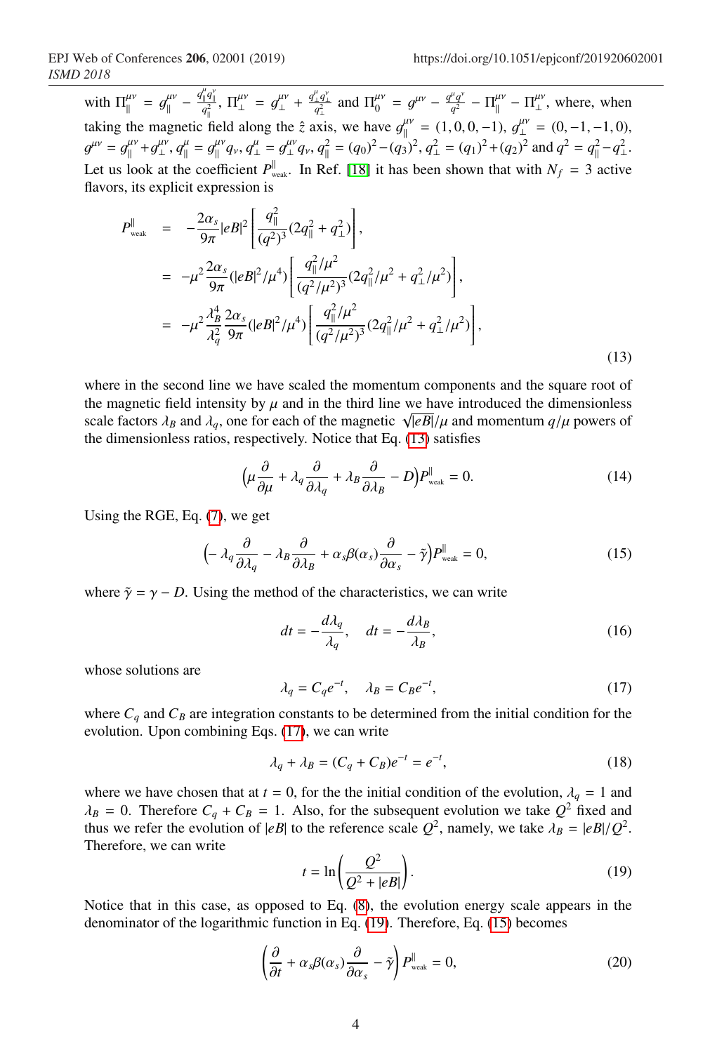with $\Pi_\parallel^{\mu\nu} = g_\parallel^{\mu\nu} - \frac{q_\parallel^\mu q_\parallel^\nu}{q_\parallel^2}$, $\Pi_\perp^{\mu\nu} = g_\perp^{\mu\nu} + \frac{q_\perp^\mu q_\perp^\nu}{q_\perp^2}$ and $\Pi_0^{\mu\nu} = g^{\mu\nu} - \frac{q^\mu q^\nu}{q^2} - \Pi_\parallel^{\mu\nu} - \Pi_\perp^{\mu\nu}$, where, when taking the magnetic field along the $\hat{z}$ axis, we have $g_\parallel^{\mu\nu} = (1,0,0,-1)$, $g_\perp^{\mu\nu} = (0,-1,-1,0)$, $g^{\mu\nu} = g_\parallel^{\mu\nu} + g_\perp^{\mu\nu}$, $q_\parallel^\mu = g_\parallel^{\mu\nu} q_\nu$, $q_\perp^\mu = g_\perp^{\mu\nu} q_\nu$, $q_\parallel^2 = (q_0)^2 - (q_3)^2$, $q_\perp^2 = (q_1)^2 + (q_2)^2$ and $q^2 = q_\parallel^2 - q_\perp^2$. Let us look at the coefficient $P_{\text{weak}}^\parallel$. In Ref. [18] it has been shown that with $N_f = 3$ active flavors, its explicit expression is

$$
\begin{aligned}
P_{\text{weak}}^\parallel &= -\frac{2\alpha_s}{9\pi}|eB|^2\left[\frac{q_\parallel^2}{(q^2)^3}(2q_\parallel^2 + q_\perp^2)\right], \\
&= -\mu^2\frac{2\alpha_s}{9\pi}(|eB|^2/\mu^4)\left[\frac{q_\parallel^2/\mu^2}{(q^2/\mu^2)^3}(2q_\parallel^2/\mu^2 + q_\perp^2/\mu^2)\right], \\
&= -\mu^2\frac{\lambda_B^4}{\lambda_q^2}\frac{2\alpha_s}{9\pi}(|eB|^2/\mu^4)\left[\frac{q_\parallel^2/\mu^2}{(q^2/\mu^2)^3}(2q_\parallel^2/\mu^2 + q_\perp^2/\mu^2)\right],
\end{aligned}
\tag{13}
$$

where in the second line we have scaled the momentum components and the square root of the magnetic field intensity by $\mu$ and in the third line we have introduced the dimensionless scale factors $\lambda_B$ and $\lambda_q$, one for each of the magnetic $\sqrt{|eB|}/\mu$ and momentum $q/\mu$ powers of the dimensionless ratios, respectively. Notice that Eq. (13) satisfies

$$
\left(\mu\frac{\partial}{\partial\mu} + \lambda_q\frac{\partial}{\partial\lambda_q} + \lambda_B\frac{\partial}{\partial\lambda_B} - D\right)P_{\text{weak}}^\parallel = 0. \tag{14}
$$

Using the RGE, Eq. (7), we get

$$
\left(-\lambda_q\frac{\partial}{\partial\lambda_q} - \lambda_B\frac{\partial}{\partial\lambda_B} + \alpha_s\beta(\alpha_s)\frac{\partial}{\partial\alpha_s} - \tilde{\gamma}\right)P_{\text{weak}}^\parallel = 0, \tag{15}
$$

where $\tilde{\gamma} = \gamma - D$. Using the method of the characteristics, we can write

$$
dt = -\frac{d\lambda_q}{\lambda_q}, \quad dt = -\frac{d\lambda_B}{\lambda_B}, \tag{16}
$$

whose solutions are

$$
\lambda_q = C_q e^{-t}, \quad \lambda_B = C_B e^{-t}, \tag{17}
$$

where $C_q$ and $C_B$ are integration constants to be determined from the initial condition for the evolution. Upon combining Eqs. (17), we can write

$$
\lambda_q + \lambda_B = (C_q + C_B)e^{-t} = e^{-t}, \tag{18}
$$

where we have chosen that at $t = 0$, for the the initial condition of the evolution, $\lambda_q = 1$ and $\lambda_B = 0$. Therefore $C_q + C_B = 1$. Also, for the subsequent evolution we take $Q^2$ fixed and thus we refer the evolution of $|eB|$ to the reference scale $Q^2$, namely, we take $\lambda_B = |eB|/Q^2$. Therefore, we can write

$$
t = \ln\left(\frac{Q^2}{Q^2 + |eB|}\right). \tag{19}
$$

Notice that in this case, as opposed to Eq. (8), the evolution energy scale appears in the denominator of the logarithmic function in Eq. (19). Therefore, Eq. (15) becomes

$$
\left(\frac{\partial}{\partial t} + \alpha_s\beta(\alpha_s)\frac{\partial}{\partial\alpha_s} - \tilde{\gamma}\right)P_{\text{weak}}^\parallel = 0, \tag{20}
$$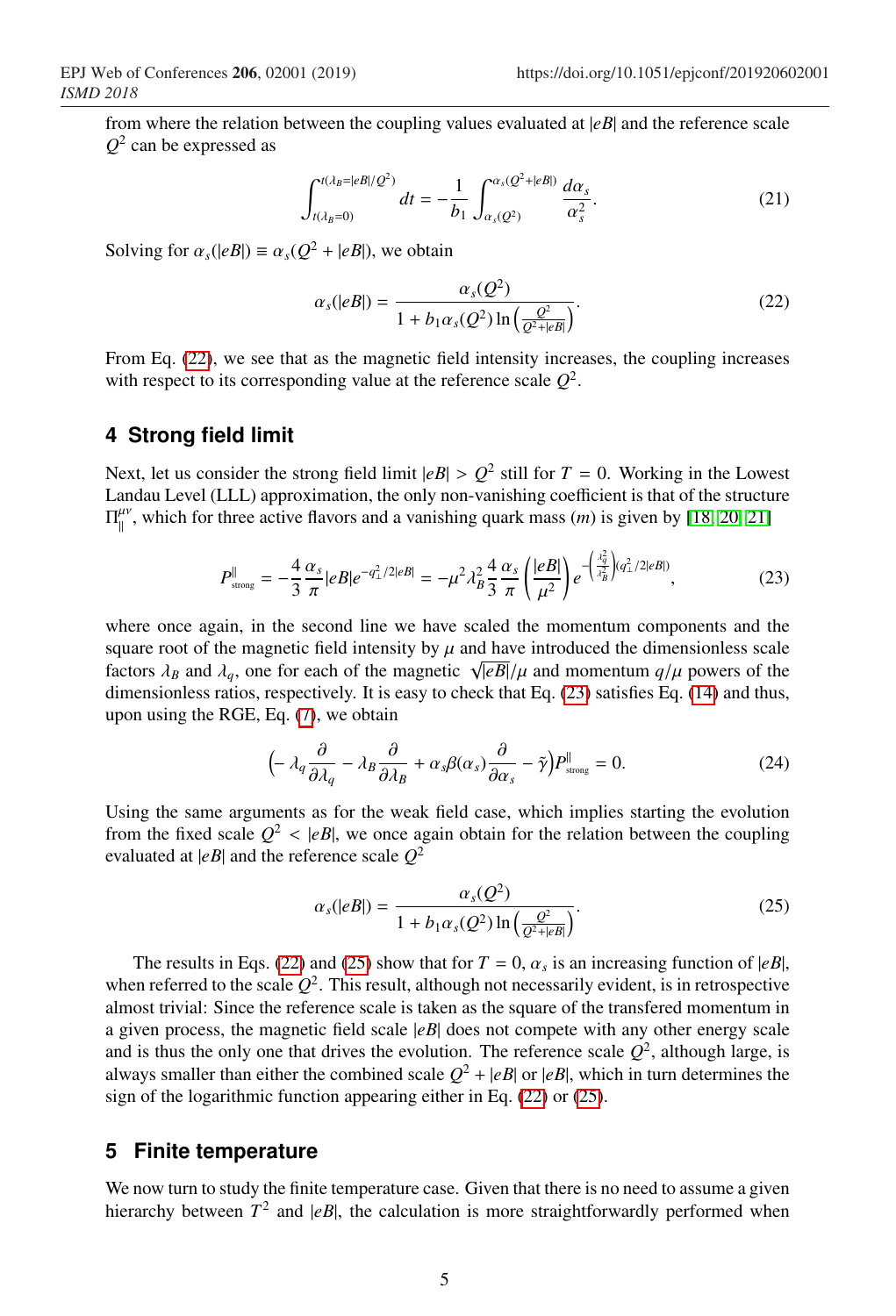from where the relation between the coupling values evaluated at $|eB|$ and the reference scale $Q^2$ can be expressed as

$$\int_{t(\lambda_B=0)}^{t(\lambda_B=|eB|/Q^2)} dt = -\frac{1}{b_1}\int_{\alpha_s(Q^2)}^{\alpha_s(Q^2+|eB|)} \frac{d\alpha_s}{\alpha_s^2}. \tag{21}$$

Solving for $\alpha_s(|eB|) \equiv \alpha_s(Q^2 + |eB|)$, we obtain

$$\alpha_s(|eB|) = \frac{\alpha_s(Q^2)}{1 + b_1\alpha_s(Q^2)\ln\left(\frac{Q^2}{Q^2+|eB|}\right)}. \tag{22}$$

From Eq. (22), we see that as the magnetic field intensity increases, the coupling increases with respect to its corresponding value at the reference scale $Q^2$.

## 4 Strong field limit

Next, let us consider the strong field limit $|eB| > Q^2$ still for $T = 0$. Working in the Lowest Landau Level (LLL) approximation, the only non-vanishing coefficient is that of the structure $\Pi_{\parallel}^{\mu\nu}$, which for three active flavors and a vanishing quark mass ($m$) is given by [18, 20, 21]

$$P^{\parallel}_{\text{strong}} = -\frac{4}{3}\frac{\alpha_s}{\pi}|eB|e^{-q_\perp^2/2|eB|} = -\mu^2\lambda_B^2\frac{4}{3}\frac{\alpha_s}{\pi}\left(\frac{|eB|}{\mu^2}\right)e^{-\left(\frac{\lambda_q^2}{\lambda_B^2}\right)(q_\perp^2/2|eB|)}, \tag{23}$$

where once again, in the second line we have scaled the momentum components and the square root of the magnetic field intensity by $\mu$ and have introduced the dimensionless scale factors $\lambda_B$ and $\lambda_q$, one for each of the magnetic $\sqrt{|eB|}/\mu$ and momentum $q/\mu$ powers of the dimensionless ratios, respectively. It is easy to check that Eq. (23) satisfies Eq. (14) and thus, upon using the RGE, Eq. (7), we obtain

$$\left(-\lambda_q\frac{\partial}{\partial\lambda_q} - \lambda_B\frac{\partial}{\partial\lambda_B} + \alpha_s\beta(\alpha_s)\frac{\partial}{\partial\alpha_s} - \tilde{\gamma}\right)P^{\parallel}_{\text{strong}} = 0. \tag{24}$$

Using the same arguments as for the weak field case, which implies starting the evolution from the fixed scale $Q^2 < |eB|$, we once again obtain for the relation between the coupling evaluated at $|eB|$ and the reference scale $Q^2$

$$\alpha_s(|eB|) = \frac{\alpha_s(Q^2)}{1 + b_1\alpha_s(Q^2)\ln\left(\frac{Q^2}{Q^2+|eB|}\right)}. \tag{25}$$

The results in Eqs. (22) and (25) show that for $T = 0$, $\alpha_s$ is an increasing function of $|eB|$, when referred to the scale $Q^2$. This result, although not necessarily evident, is in retrospective almost trivial: Since the reference scale is taken as the square of the transfered momentum in a given process, the magnetic field scale $|eB|$ does not compete with any other energy scale and is thus the only one that drives the evolution. The reference scale $Q^2$, although large, is always smaller than either the combined scale $Q^2 + |eB|$ or $|eB|$, which in turn determines the sign of the logarithmic function appearing either in Eq. (22) or (25).

## 5 Finite temperature

We now turn to study the finite temperature case. Given that there is no need to assume a given hierarchy between $T^2$ and $|eB|$, the calculation is more straightforwardly performed when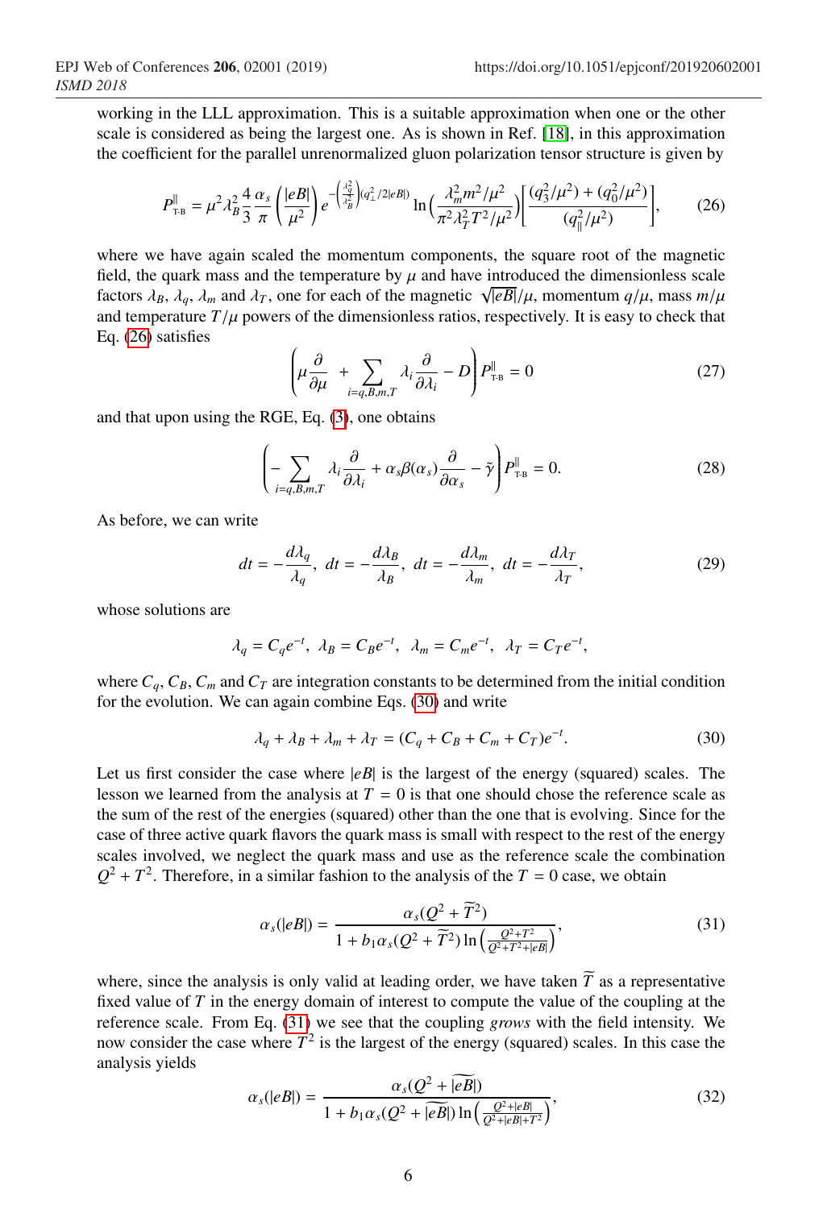working in the LLL approximation. This is a suitable approximation when one or the other scale is considered as being the largest one. As is shown in Ref. [18], in this approximation the coefficient for the parallel unrenormalized gluon polarization tensor structure is given by

$$P^{\parallel}_{\text{T-B}} = \mu^2 \lambda_B^2 \frac{4}{3} \frac{\alpha_s}{\pi} \left( \frac{|eB|}{\mu^2} \right) e^{-\left(\frac{\lambda_q^2}{\lambda_B^2}\right)(q_\perp^2/2|eB|)} \ln\left( \frac{\lambda_m^2 m^2/\mu^2}{\pi^2 \lambda_T^2 T^2/\mu^2} \right) \left[ \frac{(q_3^2/\mu^2) + (q_0^2/\mu^2)}{(q_\parallel^2/\mu^2)} \right], \tag{26}$$

where we have again scaled the momentum components, the square root of the magnetic field, the quark mass and the temperature by $\mu$ and have introduced the dimensionless scale factors $\lambda_B$, $\lambda_q$, $\lambda_m$ and $\lambda_T$, one for each of the magnetic $\sqrt{|eB|}/\mu$, momentum $q/\mu$, mass $m/\mu$ and temperature $T/\mu$ powers of the dimensionless ratios, respectively. It is easy to check that Eq. (26) satisfies

$$\left( \mu \frac{\partial}{\partial \mu} + \sum_{i=q,B,m,T} \lambda_i \frac{\partial}{\partial \lambda_i} - D \right) P^{\parallel}_{\text{T-B}} = 0 \tag{27}$$

and that upon using the RGE, Eq. (3), one obtains

$$\left( -\sum_{i=q,B,m,T} \lambda_i \frac{\partial}{\partial \lambda_i} + \alpha_s \beta(\alpha_s) \frac{\partial}{\partial \alpha_s} - \tilde{\gamma} \right) P^{\parallel}_{\text{T-B}} = 0. \tag{28}$$

As before, we can write

$$dt = -\frac{d\lambda_q}{\lambda_q},\ dt = -\frac{d\lambda_B}{\lambda_B},\ dt = -\frac{d\lambda_m}{\lambda_m},\ dt = -\frac{d\lambda_T}{\lambda_T}, \tag{29}$$

whose solutions are

$$\lambda_q = C_q e^{-t},\ \lambda_B = C_B e^{-t},\ \lambda_m = C_m e^{-t},\ \lambda_T = C_T e^{-t},$$

where $C_q$, $C_B$, $C_m$ and $C_T$ are integration constants to be determined from the initial condition for the evolution. We can again combine Eqs. (30) and write

$$\lambda_q + \lambda_B + \lambda_m + \lambda_T = (C_q + C_B + C_m + C_T) e^{-t}. \tag{30}$$

Let us first consider the case where $|eB|$ is the largest of the energy (squared) scales. The lesson we learned from the analysis at $T = 0$ is that one should chose the reference scale as the sum of the rest of the energies (squared) other than the one that is evolving. Since for the case of three active quark flavors the quark mass is small with respect to the rest of the energy scales involved, we neglect the quark mass and use as the reference scale the combination $Q^2 + T^2$. Therefore, in a similar fashion to the analysis of the $T = 0$ case, we obtain

$$\alpha_s(|eB|) = \frac{\alpha_s(Q^2 + \widetilde{T}^2)}{1 + b_1 \alpha_s(Q^2 + \widetilde{T}^2) \ln\left( \frac{Q^2 + T^2}{Q^2 + T^2 + |eB|} \right)}, \tag{31}$$

where, since the analysis is only valid at leading order, we have taken $\widetilde{T}$ as a representative fixed value of $T$ in the energy domain of interest to compute the value of the coupling at the reference scale. From Eq. (31) we see that the coupling *grows* with the field intensity. We now consider the case where $T^2$ is the largest of the energy (squared) scales. In this case the analysis yields

$$\alpha_s(|eB|) = \frac{\alpha_s(Q^2 + \widetilde{|eB|})}{1 + b_1 \alpha_s(Q^2 + \widetilde{|eB|}) \ln\left( \frac{Q^2 + |eB|}{Q^2 + |eB| + T^2} \right)}, \tag{32}$$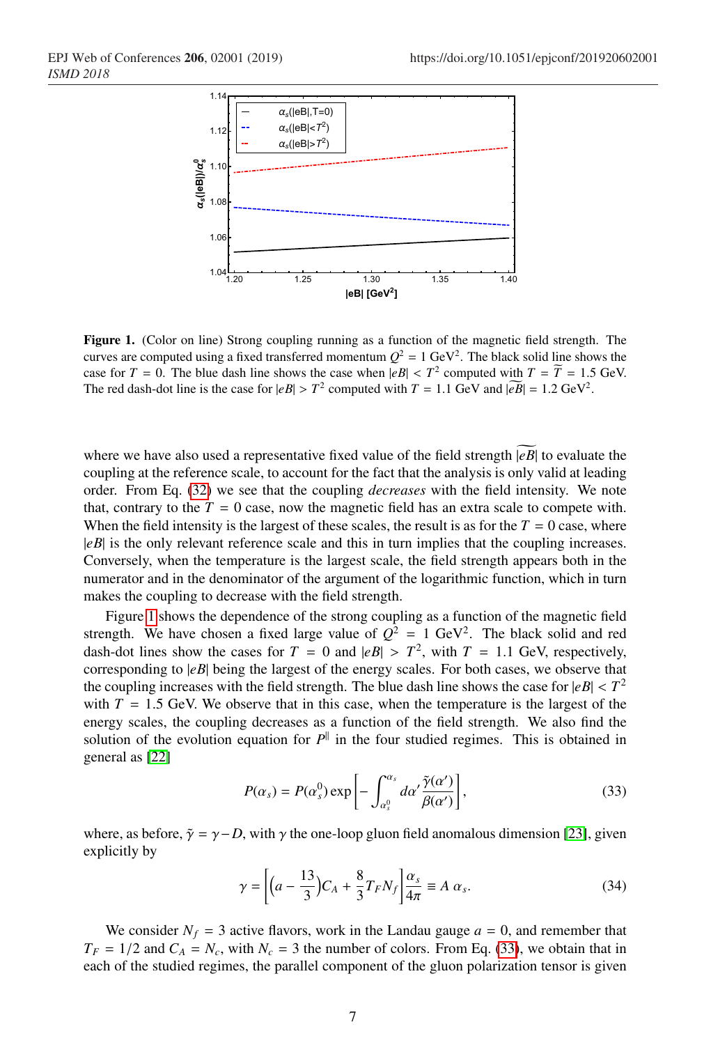1.14
1.12
1.10
1.08
1.06
1.04
1.20 1.25 1.30 1.35 1.40
$\alpha_s(|eB|)/\alpha_s^0$
|eB| [GeV$^2$]
$\alpha_s$(|eB|,T=0)
$\alpha_s$(|eB|<$T^2$)
$\alpha_s$(|eB|>$T^2$)

**Figure 1.** (Color on line) Strong coupling running as a function of the magnetic field strength. The curves are computed using a fixed transferred momentum $Q^2 = 1$ GeV$^2$. The black solid line shows the case for $T = 0$. The blue dash line shows the case when $|eB| < T^2$ computed with $T = \widetilde{T} = 1.5$ GeV. The red dash-dot line is the case for $|eB| > T^2$ computed with $T = 1.1$ GeV and $\widetilde{|eB|} = 1.2$ GeV$^2$.

where we have also used a representative fixed value of the field strength $\widetilde{|eB|}$ to evaluate the coupling at the reference scale, to account for the fact that the analysis is only valid at leading order. From Eq. (32) we see that the coupling *decreases* with the field intensity. We note that, contrary to the $T = 0$ case, now the magnetic field has an extra scale to compete with. When the field intensity is the largest of these scales, the result is as for the $T = 0$ case, where $|eB|$ is the only relevant reference scale and this in turn implies that the coupling increases. Conversely, when the temperature is the largest scale, the field strength appears both in the numerator and in the denominator of the argument of the logarithmic function, which in turn makes the coupling to decrease with the field strength.

Figure 1 shows the dependence of the strong coupling as a function of the magnetic field strength. We have chosen a fixed large value of $Q^2 = 1$ GeV$^2$. The black solid and red dash-dot lines show the cases for $T = 0$ and $|eB| > T^2$, with $T = 1.1$ GeV, respectively, corresponding to $|eB|$ being the largest of the energy scales. For both cases, we observe that the coupling increases with the field strength. The blue dash line shows the case for $|eB| < T^2$ with $T = 1.5$ GeV. We observe that in this case, when the temperature is the largest of the energy scales, the coupling decreases as a function of the field strength. We also find the solution of the evolution equation for $P^{\parallel}$ in the four studied regimes. This is obtained in general as [22]

$$P(\alpha_s) = P(\alpha_s^0) \exp\left[ -\int_{\alpha_s^0}^{\alpha_s} d\alpha' \frac{\tilde{\gamma}(\alpha')}{\beta(\alpha')} \right], \tag{33}$$

where, as before, $\tilde{\gamma} = \gamma - D$, with $\gamma$ the one-loop gluon field anomalous dimension [23], given explicitly by

$$\gamma = \left[ \left( a - \frac{13}{3} \right) C_A + \frac{8}{3} T_F N_f \right] \frac{\alpha_s}{4\pi} \equiv A\ \alpha_s. \tag{34}$$

We consider $N_f = 3$ active flavors, work in the Landau gauge $a = 0$, and remember that $T_F = 1/2$ and $C_A = N_c$, with $N_c = 3$ the number of colors. From Eq. (33), we obtain that in each of the studied regimes, the parallel component of the gluon polarization tensor is given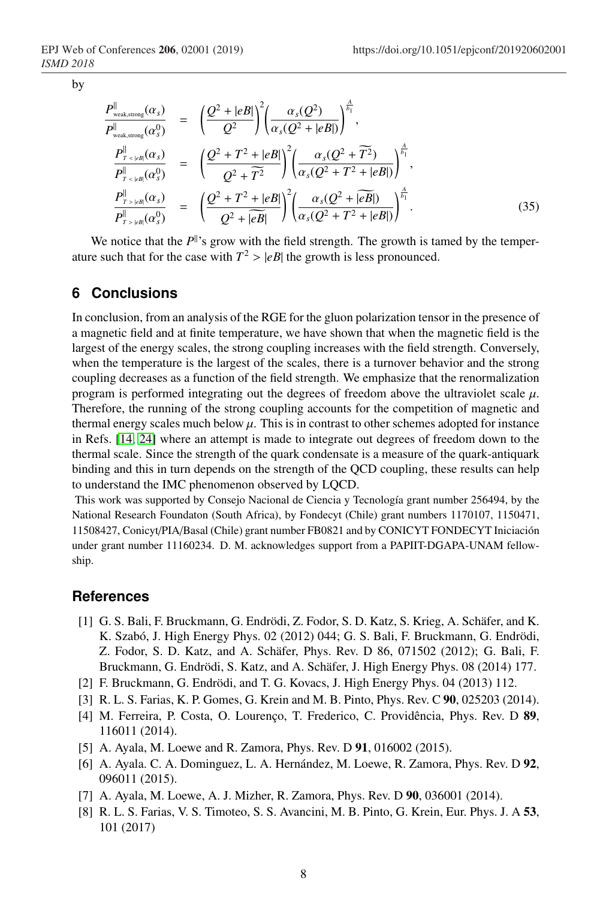by

$$
\begin{aligned}
\frac{P^{\|}_{\text{weak,strong}}(\alpha_s)}{P^{\|}_{\text{weak,strong}}(\alpha_s^0)} &= \left(\frac{Q^2+|eB|}{Q^2}\right)^2 \left(\frac{\alpha_s(Q^2)}{\alpha_s(Q^2+|eB|)}\right)^{\frac{A}{b_1}}, \\
\frac{P^{\|}_{T<|eB|}(\alpha_s)}{P^{\|}_{T<|eB|}(\alpha_s^0)} &= \left(\frac{Q^2+T^2+|eB|}{Q^2+\widetilde{T^2}}\right)^2 \left(\frac{\alpha_s(Q^2+\widetilde{T^2})}{\alpha_s(Q^2+T^2+|eB|)}\right)^{\frac{A}{b_1}}, \\
\frac{P^{\|}_{T>|eB|}(\alpha_s)}{P^{\|}_{T>|eB|}(\alpha_s^0)} &= \left(\frac{Q^2+T^2+|eB|}{Q^2+\widetilde{|eB|}}\right)^2 \left(\frac{\alpha_s(Q^2+\widetilde{|eB|})}{\alpha_s(Q^2+T^2+|eB|)}\right)^{\frac{A}{b_1}}.
\end{aligned} \tag{35}
$$

We notice that the $P^{\|}$'s grow with the field strength. The growth is tamed by the temperature such that for the case with $T^2 > |eB|$ the growth is less pronounced.

## 6 Conclusions

In conclusion, from an analysis of the RGE for the gluon polarization tensor in the presence of a magnetic field and at finite temperature, we have shown that when the magnetic field is the largest of the energy scales, the strong coupling increases with the field strength. Conversely, when the temperature is the largest of the scales, there is a turnover behavior and the strong coupling decreases as a function of the field strength. We emphasize that the renormalization program is performed integrating out the degrees of freedom above the ultraviolet scale $\mu$. Therefore, the running of the strong coupling accounts for the competition of magnetic and thermal energy scales much below $\mu$. This is in contrast to other schemes adopted for instance in Refs. [14, 24] where an attempt is made to integrate out degrees of freedom down to the thermal scale. Since the strength of the quark condensate is a measure of the quark-antiquark binding and this in turn depends on the strength of the QCD coupling, these results can help to understand the IMC phenomenon observed by LQCD.

This work was supported by Consejo Nacional de Ciencia y Tecnología grant number 256494, by the National Research Foundaton (South Africa), by Fondecyt (Chile) grant numbers 1170107, 1150471, 11508427, Conicyt/PIA/Basal (Chile) grant number FB0821 and by CONICYT FONDECYT Iniciación under grant number 11160234. D. M. acknowledges support from a PAPIIT-DGAPA-UNAM fellowship.

## References

[1] G. S. Bali, F. Bruckmann, G. Endrődi, Z. Fodor, S. D. Katz, S. Krieg, A. Schäfer, and K. K. Szabó, J. High Energy Phys. 02 (2012) 044; G. S. Bali, F. Bruckmann, G. Endrődi, Z. Fodor, S. D. Katz, and A. Schäfer, Phys. Rev. D 86, 071502 (2012); G. Bali, F. Bruckmann, G. Endrődi, S. Katz, and A. Schäfer, J. High Energy Phys. 08 (2014) 177.

[2] F. Bruckmann, G. Endrődi, and T. G. Kovacs, J. High Energy Phys. 04 (2013) 112.

[3] R. L. S. Farias, K. P. Gomes, G. Krein and M. B. Pinto, Phys. Rev. C **90**, 025203 (2014).

[4] M. Ferreira, P. Costa, O. Lourenço, T. Frederico, C. Providência, Phys. Rev. D **89**, 116011 (2014).

[5] A. Ayala, M. Loewe and R. Zamora, Phys. Rev. D **91**, 016002 (2015).

[6] A. Ayala. C. A. Dominguez, L. A. Hernández, M. Loewe, R. Zamora, Phys. Rev. D **92**, 096011 (2015).

[7] A. Ayala, M. Loewe, A. J. Mizher, R. Zamora, Phys. Rev. D **90**, 036001 (2014).

[8] R. L. S. Farias, V. S. Timoteo, S. S. Avancini, M. B. Pinto, G. Krein, Eur. Phys. J. A **53**, 101 (2017)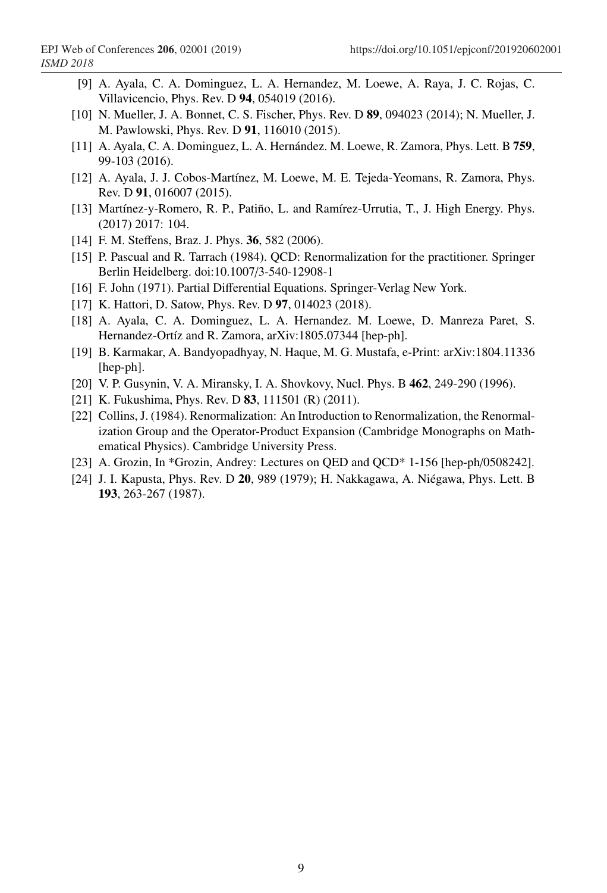[9] A. Ayala, C. A. Dominguez, L. A. Hernandez, M. Loewe, A. Raya, J. C. Rojas, C. Villavicencio, Phys. Rev. D **94**, 054019 (2016).

[10] N. Mueller, J. A. Bonnet, C. S. Fischer, Phys. Rev. D **89**, 094023 (2014); N. Mueller, J. M. Pawlowski, Phys. Rev. D **91**, 116010 (2015).

[11] A. Ayala, C. A. Dominguez, L. A. Hernández. M. Loewe, R. Zamora, Phys. Lett. B **759**, 99-103 (2016).

[12] A. Ayala, J. J. Cobos-Martínez, M. Loewe, M. E. Tejeda-Yeomans, R. Zamora, Phys. Rev. D **91**, 016007 (2015).

[13] Martínez-y-Romero, R. P., Patiño, L. and Ramírez-Urrutia, T., J. High Energy. Phys. (2017) 2017: 104.

[14] F. M. Steffens, Braz. J. Phys. **36**, 582 (2006).

[15] P. Pascual and R. Tarrach (1984). QCD: Renormalization for the practitioner. Springer Berlin Heidelberg. doi:10.1007/3-540-12908-1

[16] F. John (1971). Partial Differential Equations. Springer-Verlag New York.

[17] K. Hattori, D. Satow, Phys. Rev. D **97**, 014023 (2018).

[18] A. Ayala, C. A. Dominguez, L. A. Hernandez. M. Loewe, D. Manreza Paret, S. Hernandez-Ortíz and R. Zamora, arXiv:1805.07344 [hep-ph].

[19] B. Karmakar, A. Bandyopadhyay, N. Haque, M. G. Mustafa, e-Print: arXiv:1804.11336 [hep-ph].

[20] V. P. Gusynin, V. A. Miransky, I. A. Shovkovy, Nucl. Phys. B **462**, 249-290 (1996).

[21] K. Fukushima, Phys. Rev. D **83**, 111501 (R) (2011).

[22] Collins, J. (1984). Renormalization: An Introduction to Renormalization, the Renormalization Group and the Operator-Product Expansion (Cambridge Monographs on Mathematical Physics). Cambridge University Press.

[23] A. Grozin, In *Grozin, Andrey: Lectures on QED and QCD* 1-156 [hep-ph/0508242].

[24] J. I. Kapusta, Phys. Rev. D **20**, 989 (1979); H. Nakkagawa, A. Niégawa, Phys. Lett. B **193**, 263-267 (1987).